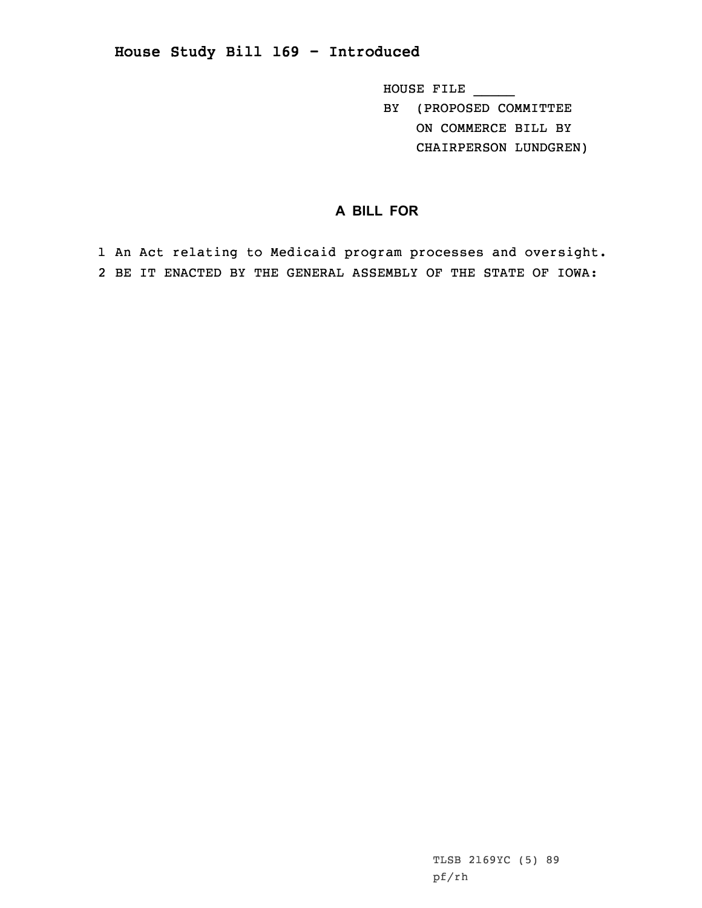# House Study Bill 169 - Introduced

HOUSE FILE _____
BY (PROPOSED COMMITTEE
ON COMMERCE BILL BY
CHAIRPERSON LUNDGREN)

## A BILL FOR

1 An Act relating to Medicaid program processes and oversight.
2 BE IT ENACTED BY THE GENERAL ASSEMBLY OF THE STATE OF IOWA:

TLSB 2169YC (5) 89
pf/rh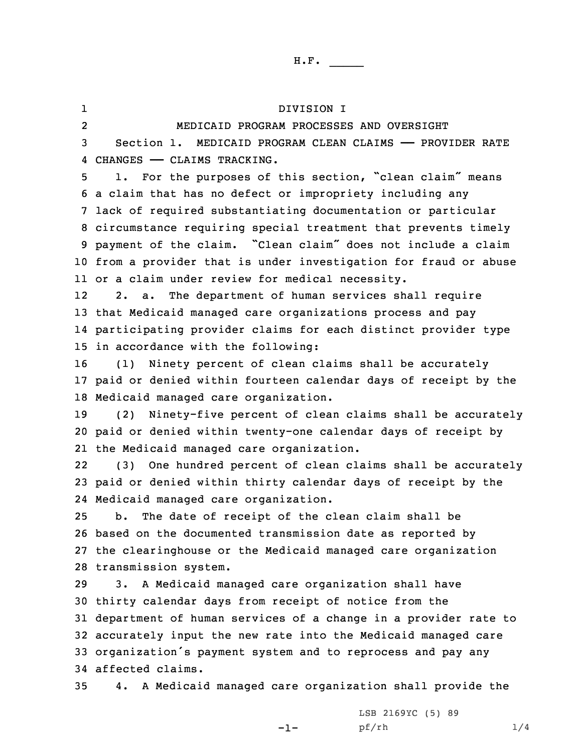H.F. _____

DIVISION I

MEDICAID PROGRAM PROCESSES AND OVERSIGHT

Section 1. MEDICAID PROGRAM CLEAN CLAIMS —— PROVIDER RATE CHANGES —— CLAIMS TRACKING.

1. For the purposes of this section, "clean claim" means a claim that has no defect or impropriety including any lack of required substantiating documentation or particular circumstance requiring special treatment that prevents timely payment of the claim. "Clean claim" does not include a claim from a provider that is under investigation for fraud or abuse or a claim under review for medical necessity.

2. a. The department of human services shall require that Medicaid managed care organizations process and pay participating provider claims for each distinct provider type in accordance with the following:

(1) Ninety percent of clean claims shall be accurately paid or denied within fourteen calendar days of receipt by the Medicaid managed care organization.

(2) Ninety-five percent of clean claims shall be accurately paid or denied within twenty-one calendar days of receipt by the Medicaid managed care organization.

(3) One hundred percent of clean claims shall be accurately paid or denied within thirty calendar days of receipt by the Medicaid managed care organization.

b. The date of receipt of the clean claim shall be based on the documented transmission date as reported by the clearinghouse or the Medicaid managed care organization transmission system.

3. A Medicaid managed care organization shall have thirty calendar days from receipt of notice from the department of human services of a change in a provider rate to accurately input the new rate into the Medicaid managed care organization's payment system and to reprocess and pay any affected claims.

4. A Medicaid managed care organization shall provide the

LSB 2169YC (5) 89
pf/rh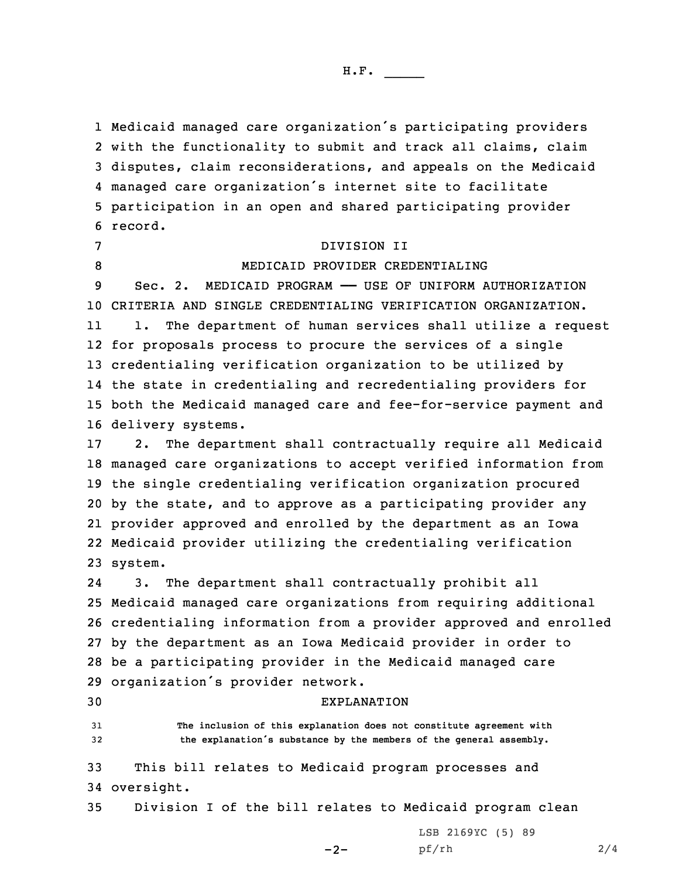Medicaid managed care organization's participating providers with the functionality to submit and track all claims, claim disputes, claim reconsiderations, and appeals on the Medicaid managed care organization's internet site to facilitate participation in an open and shared participating provider record.

## DIVISION II

## MEDICAID PROVIDER CREDENTIALING

Sec. 2. MEDICAID PROGRAM —— USE OF UNIFORM AUTHORIZATION CRITERIA AND SINGLE CREDENTIALING VERIFICATION ORGANIZATION.

1. The department of human services shall utilize a request for proposals process to procure the services of a single credentialing verification organization to be utilized by the state in credentialing and recredentialing providers for both the Medicaid managed care and fee-for-service payment and delivery systems.

2. The department shall contractually require all Medicaid managed care organizations to accept verified information from the single credentialing verification organization procured by the state, and to approve as a participating provider any provider approved and enrolled by the department as an Iowa Medicaid provider utilizing the credentialing verification system.

3. The department shall contractually prohibit all Medicaid managed care organizations from requiring additional credentialing information from a provider approved and enrolled by the department as an Iowa Medicaid provider in order to be a participating provider in the Medicaid managed care organization's provider network.

## EXPLANATION

The inclusion of this explanation does not constitute agreement with the explanation's substance by the members of the general assembly.

This bill relates to Medicaid program processes and oversight.

Division I of the bill relates to Medicaid program clean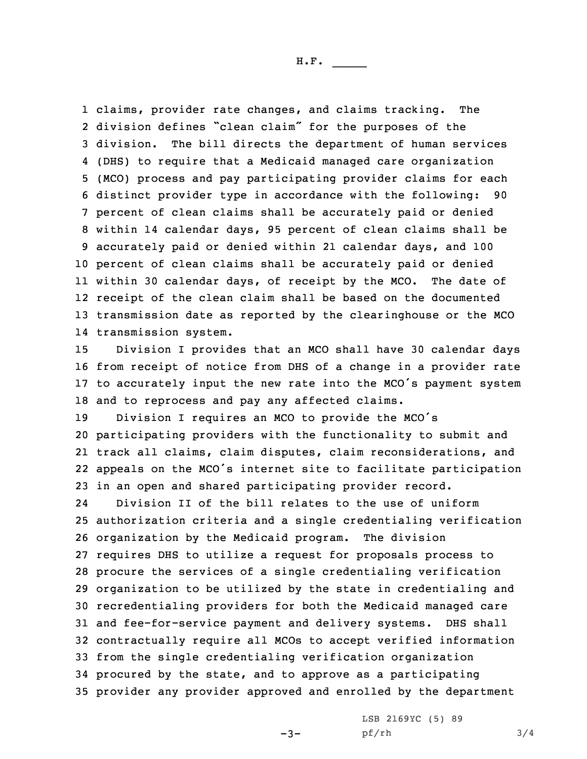claims, provider rate changes, and claims tracking. The division defines "clean claim" for the purposes of the division. The bill directs the department of human services (DHS) to require that a Medicaid managed care organization (MCO) process and pay participating provider claims for each distinct provider type in accordance with the following: 90 percent of clean claims shall be accurately paid or denied within 14 calendar days, 95 percent of clean claims shall be accurately paid or denied within 21 calendar days, and 100 percent of clean claims shall be accurately paid or denied within 30 calendar days, of receipt by the MCO. The date of receipt of the clean claim shall be based on the documented transmission date as reported by the clearinghouse or the MCO transmission system.

Division I provides that an MCO shall have 30 calendar days from receipt of notice from DHS of a change in a provider rate to accurately input the new rate into the MCO's payment system and to reprocess and pay any affected claims.

Division I requires an MCO to provide the MCO's participating providers with the functionality to submit and track all claims, claim disputes, claim reconsiderations, and appeals on the MCO's internet site to facilitate participation in an open and shared participating provider record.

Division II of the bill relates to the use of uniform authorization criteria and a single credentialing verification organization by the Medicaid program. The division requires DHS to utilize a request for proposals process to procure the services of a single credentialing verification organization to be utilized by the state in credentialing and recredentialing providers for both the Medicaid managed care and fee-for-service payment and delivery systems. DHS shall contractually require all MCOs to accept verified information from the single credentialing verification organization procured by the state, and to approve as a participating provider any provider approved and enrolled by the department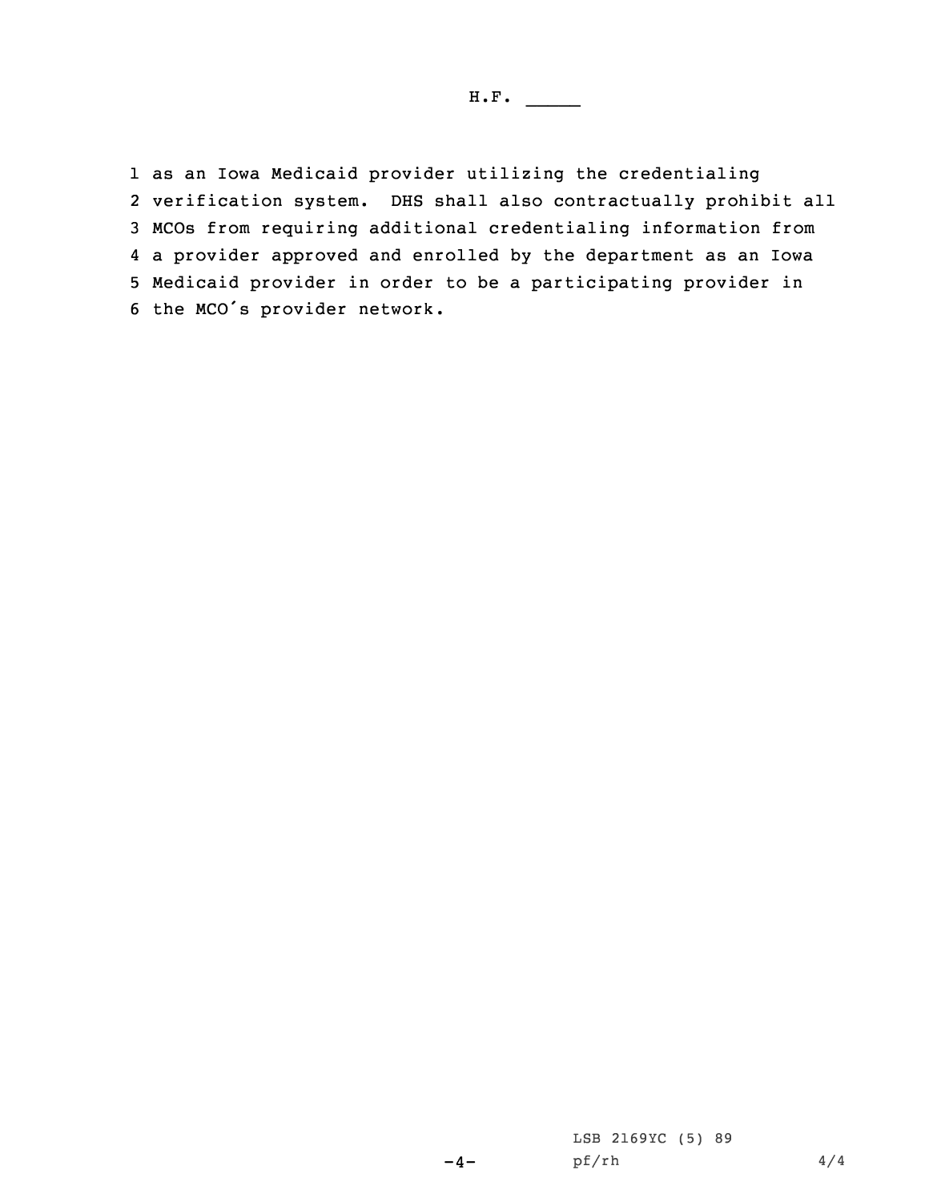as an Iowa Medicaid provider utilizing the credentialing verification system. DHS shall also contractually prohibit all MCOs from requiring additional credentialing information from a provider approved and enrolled by the department as an Iowa Medicaid provider in order to be a participating provider in the MCO's provider network.